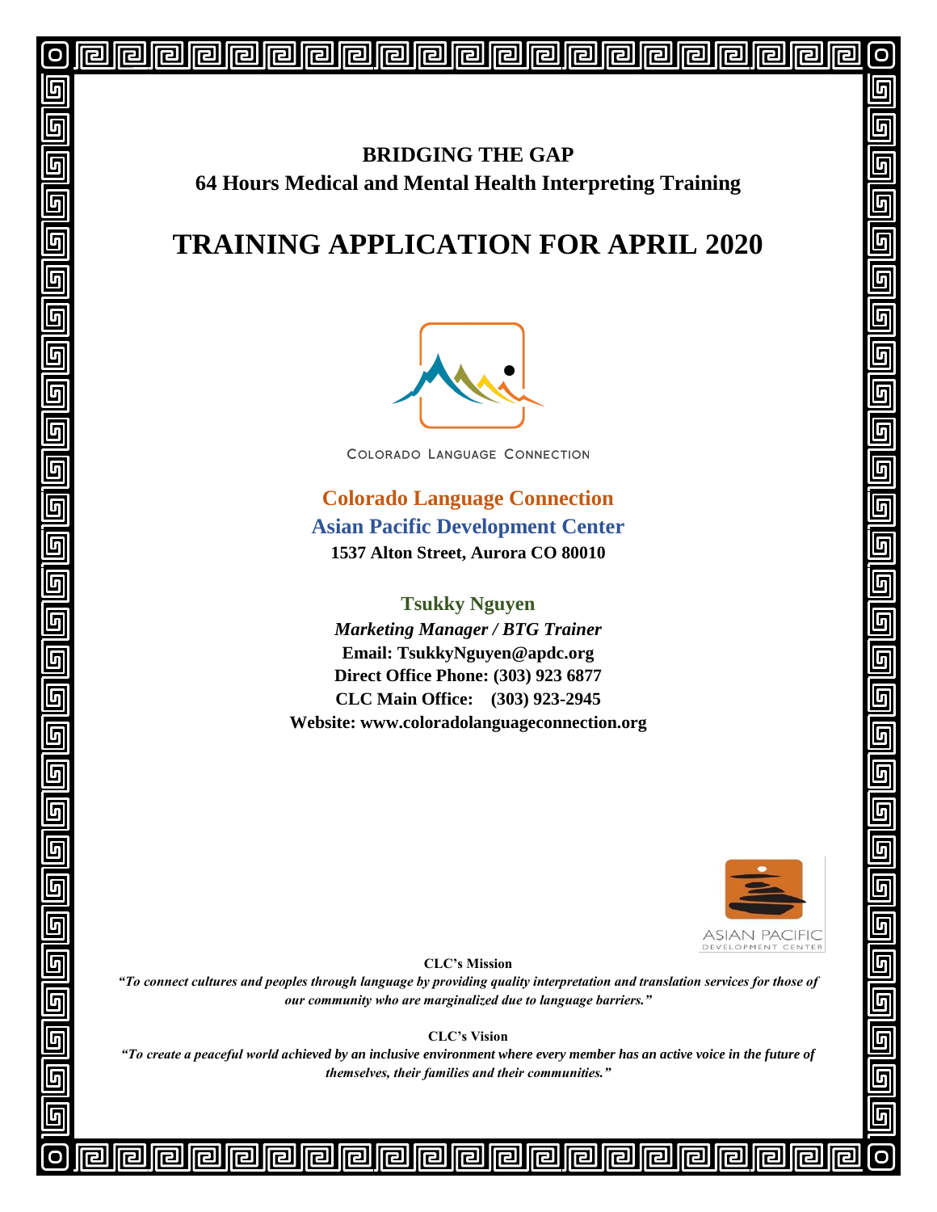# BRIDGING THE GAP

## 64 Hours Medical and Mental Health Interpreting Training

# TRAINING APPLICATION FOR APRIL 2020

COLORADO LANGUAGE CONNECTION

**Colorado Language Connection**

**Asian Pacific Development Center**

**1537 Alton Street, Aurora CO 80010**

**Tsukky Nguyen**

***Marketing Manager / BTG Trainer***

**Email: TsukkyNguyen@apdc.org**

**Direct Office Phone: (303) 923 6877**

**CLC Main Office: (303) 923-2945**

**Website: www.coloradolanguageconnection.org**

ASIAN PACIFIC DEVELOPMENT CENTER

**CLC's Mission**

***"To connect cultures and peoples through language by providing quality interpretation and translation services for those of our community who are marginalized due to language barriers."***

**CLC's Vision**

***"To create a peaceful world achieved by an inclusive environment where every member has an active voice in the future of themselves, their families and their communities."***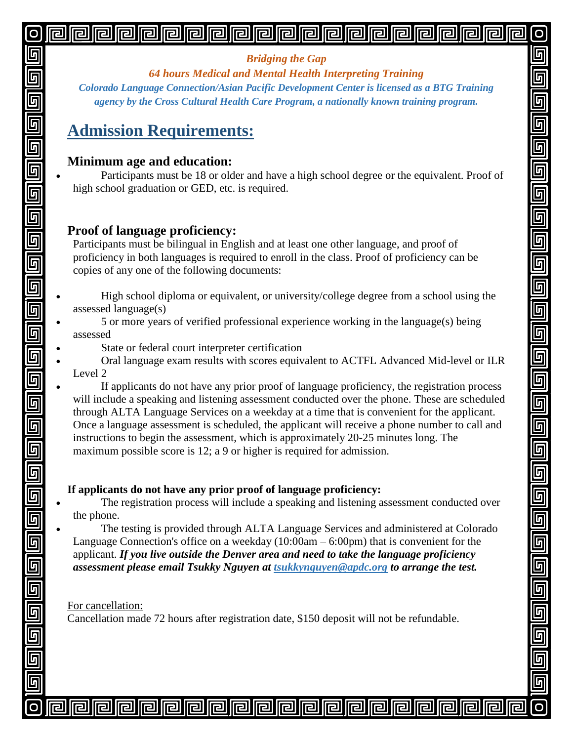*Bridging the Gap*

*64 hours Medical and Mental Health Interpreting Training*

***Colorado Language Connection/Asian Pacific Development Center is licensed as a BTG Training agency by the Cross Cultural Health Care Program, a nationally known training program.***

# Admission Requirements:

### Minimum age and education:

- Participants must be 18 or older and have a high school degree or the equivalent. Proof of high school graduation or GED, etc. is required.

### Proof of language proficiency:

Participants must be bilingual in English and at least one other language, and proof of proficiency in both languages is required to enroll in the class. Proof of proficiency can be copies of any one of the following documents:

- High school diploma or equivalent, or university/college degree from a school using the assessed language(s)
- 5 or more years of verified professional experience working in the language(s) being assessed
- State or federal court interpreter certification
- Oral language exam results with scores equivalent to ACTFL Advanced Mid-level or ILR Level 2
- If applicants do not have any prior proof of language proficiency, the registration process will include a speaking and listening assessment conducted over the phone. These are scheduled through ALTA Language Services on a weekday at a time that is convenient for the applicant. Once a language assessment is scheduled, the applicant will receive a phone number to call and instructions to begin the assessment, which is approximately 20-25 minutes long. The maximum possible score is 12; a 9 or higher is required for admission.

**If applicants do not have any prior proof of language proficiency:**

- The registration process will include a speaking and listening assessment conducted over the phone.
- The testing is provided through ALTA Language Services and administered at Colorado Language Connection's office on a weekday (10:00am – 6:00pm) that is convenient for the applicant. ***If you live outside the Denver area and need to take the language proficiency assessment please email Tsukky Nguyen at tsukkynguyen@apdc.org to arrange the test.***

For cancellation:

Cancellation made 72 hours after registration date, $150 deposit will not be refundable.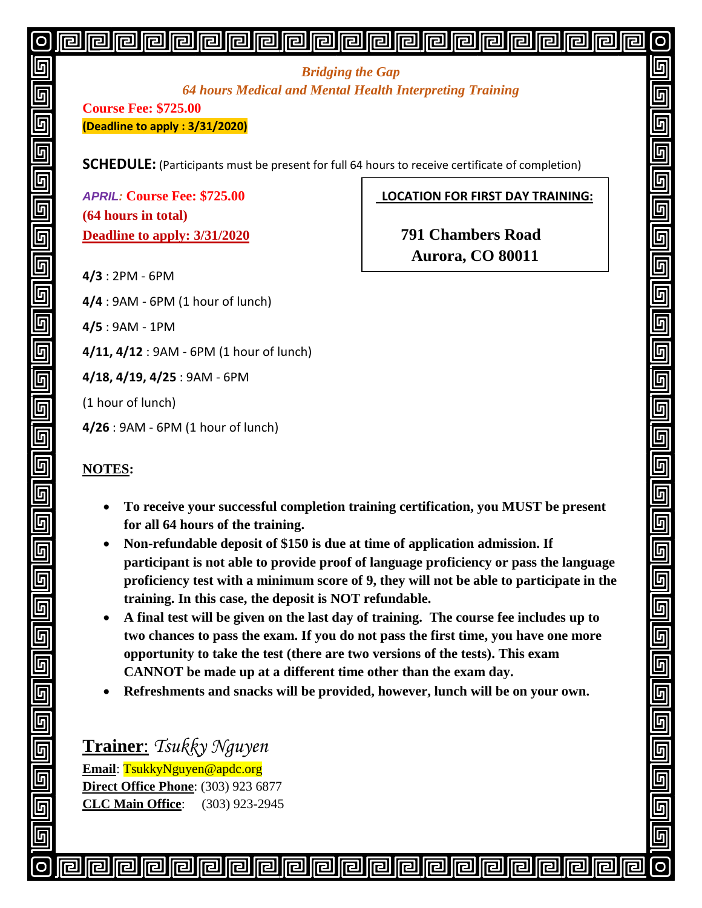*Bridging the Gap*

*64 hours Medical and Mental Health Interpreting Training*

**Course Fee: $725.00**

**(Deadline to apply : 3/31/2020)**

**SCHEDULE:** (Participants must be present for full 64 hours to receive certificate of completion)

***APRIL:*** **Course Fee: $725.00**
**(64 hours in total)**
**Deadline to apply: 3/31/2020**

**LOCATION FOR FIRST DAY TRAINING:**

**791 Chambers Road**
**Aurora, CO 80011**

**4/3** : 2PM - 6PM

**4/4** : 9AM - 6PM (1 hour of lunch)

**4/5** : 9AM - 1PM

**4/11, 4/12** : 9AM - 6PM (1 hour of lunch)

**4/18, 4/19, 4/25** : 9AM - 6PM

(1 hour of lunch)

**4/26** : 9AM - 6PM (1 hour of lunch)

**NOTES:**

- **To receive your successful completion training certification, you MUST be present for all 64 hours of the training.**
- **Non-refundable deposit of $150 is due at time of application admission. If participant is not able to provide proof of language proficiency or pass the language proficiency test with a minimum score of 9, they will not be able to participate in the training. In this case, the deposit is NOT refundable.**
- **A final test will be given on the last day of training. The course fee includes up to two chances to pass the exam. If you do not pass the first time, you have one more opportunity to take the test (there are two versions of the tests). This exam CANNOT be made up at a different time other than the exam day.**
- **Refreshments and snacks will be provided, however, lunch will be on your own.**

**Trainer**: *Tsukky Nguyen*

**Email**: TsukkyNguyen@apdc.org
**Direct Office Phone**: (303) 923 6877
**CLC Main Office**: (303) 923-2945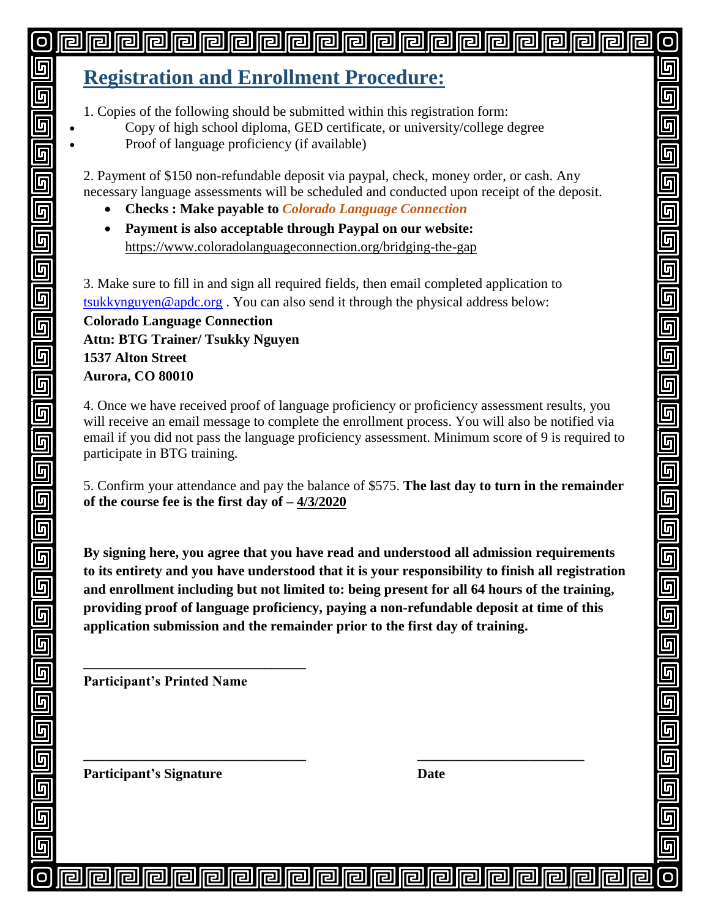# Registration and Enrollment Procedure:

1. Copies of the following should be submitted within this registration form:
   - Copy of high school diploma, GED certificate, or university/college degree
   - Proof of language proficiency (if available)

2. Payment of $150 non-refundable deposit via paypal, check, money order, or cash. Any necessary language assessments will be scheduled and conducted upon receipt of the deposit.
   - **Checks : Make payable to *Colorado Language Connection***
   - **Payment is also acceptable through Paypal on our website:** https://www.coloradolanguageconnection.org/bridging-the-gap

3. Make sure to fill in and sign all required fields, then email completed application to tsukkynguyen@apdc.org . You can also send it through the physical address below:

**Colorado Language Connection**
**Attn: BTG Trainer/ Tsukky Nguyen**
**1537 Alton Street**
**Aurora, CO 80010**

4. Once we have received proof of language proficiency or proficiency assessment results, you will receive an email message to complete the enrollment process. You will also be notified via email if you did not pass the language proficiency assessment. Minimum score of 9 is required to participate in BTG training.

5. Confirm your attendance and pay the balance of $575. **The last day to turn in the remainder of the course fee is the first day of – 4/3/2020**

**By signing here, you agree that you have read and understood all admission requirements to its entirety and you have understood that it is your responsibility to finish all registration and enrollment including but not limited to: being present for all 64 hours of the training, providing proof of language proficiency, paying a non-refundable deposit at time of this application submission and the remainder prior to the first day of training.**

_______________________________

**Participant's Printed Name**

_______________________________ _______________________

**Participant's Signature** **Date**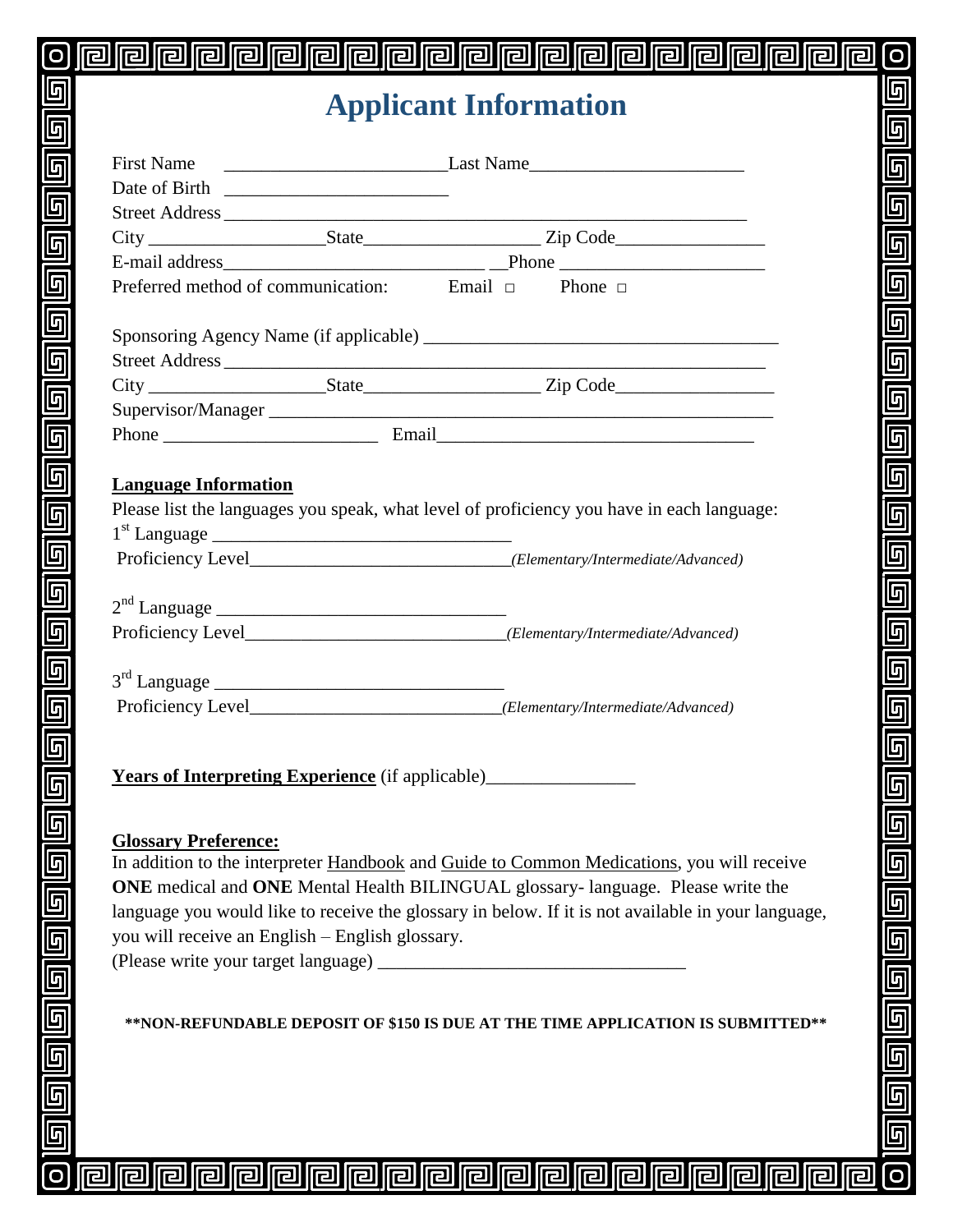# Applicant Information

First Name \_\_\_\_\_\_\_\_\_\_\_\_\_\_\_\_\_\_\_\_\_\_\_\_ Last Name\_\_\_\_\_\_\_\_\_\_\_\_\_\_\_\_\_\_\_\_\_\_\_\_

Date of Birth \_\_\_\_\_\_\_\_\_\_\_\_\_\_\_\_\_\_\_\_\_\_\_\_

Street Address\_\_\_\_\_\_\_\_\_\_\_\_\_\_\_\_\_\_\_\_\_\_\_\_\_\_\_\_\_\_\_\_\_\_\_\_\_\_\_\_\_\_\_\_\_\_\_\_\_\_\_\_\_\_\_\_

City \_\_\_\_\_\_\_\_\_\_\_\_\_\_\_\_\_\_\_State\_\_\_\_\_\_\_\_\_\_\_\_\_\_\_\_\_\_\_ Zip Code\_\_\_\_\_\_\_\_\_\_\_\_\_\_\_\_

E-mail address\_\_\_\_\_\_\_\_\_\_\_\_\_\_\_\_\_\_\_\_\_\_\_\_\_\_\_\_ \_\_Phone \_\_\_\_\_\_\_\_\_\_\_\_\_\_\_\_\_\_\_\_\_\_

Preferred method of communication: Email □ Phone □

Sponsoring Agency Name (if applicable) \_\_\_\_\_\_\_\_\_\_\_\_\_\_\_\_\_\_\_\_\_\_\_\_\_\_\_\_\_\_\_\_\_\_\_\_\_\_

Street Address\_\_\_\_\_\_\_\_\_\_\_\_\_\_\_\_\_\_\_\_\_\_\_\_\_\_\_\_\_\_\_\_\_\_\_\_\_\_\_\_\_\_\_\_\_\_\_\_\_\_\_\_\_\_\_\_\_\_

City \_\_\_\_\_\_\_\_\_\_\_\_\_\_\_\_\_\_\_State\_\_\_\_\_\_\_\_\_\_\_\_\_\_\_\_\_\_\_ Zip Code\_\_\_\_\_\_\_\_\_\_\_\_\_\_\_\_\_

Supervisor/Manager \_\_\_\_\_\_\_\_\_\_\_\_\_\_\_\_\_\_\_\_\_\_\_\_\_\_\_\_\_\_\_\_\_\_\_\_\_\_\_\_\_\_\_\_\_\_\_\_\_\_\_\_

Phone \_\_\_\_\_\_\_\_\_\_\_\_\_\_\_\_\_\_\_\_\_\_\_ Email\_\_\_\_\_\_\_\_\_\_\_\_\_\_\_\_\_\_\_\_\_\_\_\_\_\_\_\_\_\_\_\_\_\_\_

**Language Information**

Please list the languages you speak, what level of proficiency you have in each language:

1st Language \_\_\_\_\_\_\_\_\_\_\_\_\_\_\_\_\_\_\_\_\_\_\_\_\_\_\_\_\_\_\_\_\_

Proficiency Level\_\_\_\_\_\_\_\_\_\_\_\_\_\_\_\_\_\_\_\_\_\_\_\_\_\_\_\_*(Elementary/Intermediate/Advanced)*

2nd Language \_\_\_\_\_\_\_\_\_\_\_\_\_\_\_\_\_\_\_\_\_\_\_\_\_\_\_\_\_\_\_\_

Proficiency Level\_\_\_\_\_\_\_\_\_\_\_\_\_\_\_\_\_\_\_\_\_\_\_\_\_\_\_\_*(Elementary/Intermediate/Advanced)*

3rd Language \_\_\_\_\_\_\_\_\_\_\_\_\_\_\_\_\_\_\_\_\_\_\_\_\_\_\_\_\_\_\_\_

Proficiency Level\_\_\_\_\_\_\_\_\_\_\_\_\_\_\_\_\_\_\_\_\_\_\_\_\_\_\_\_*(Elementary/Intermediate/Advanced)*

**Years of Interpreting Experience** (if applicable)\_\_\_\_\_\_\_\_\_\_\_\_\_\_\_\_

**Glossary Preference:**

In addition to the interpreter Handbook and Guide to Common Medications, you will receive **ONE** medical and **ONE** Mental Health BILINGUAL glossary- language. Please write the language you would like to receive the glossary in below. If it is not available in your language, you will receive an English – English glossary.

(Please write your target language) \_\_\_\_\_\_\_\_\_\_\_\_\_\_\_\_\_\_\_\_\_\_\_\_\_\_\_\_\_\_\_\_\_

**\*\*NON-REFUNDABLE DEPOSIT OF $150 IS DUE AT THE TIME APPLICATION IS SUBMITTED\*\***